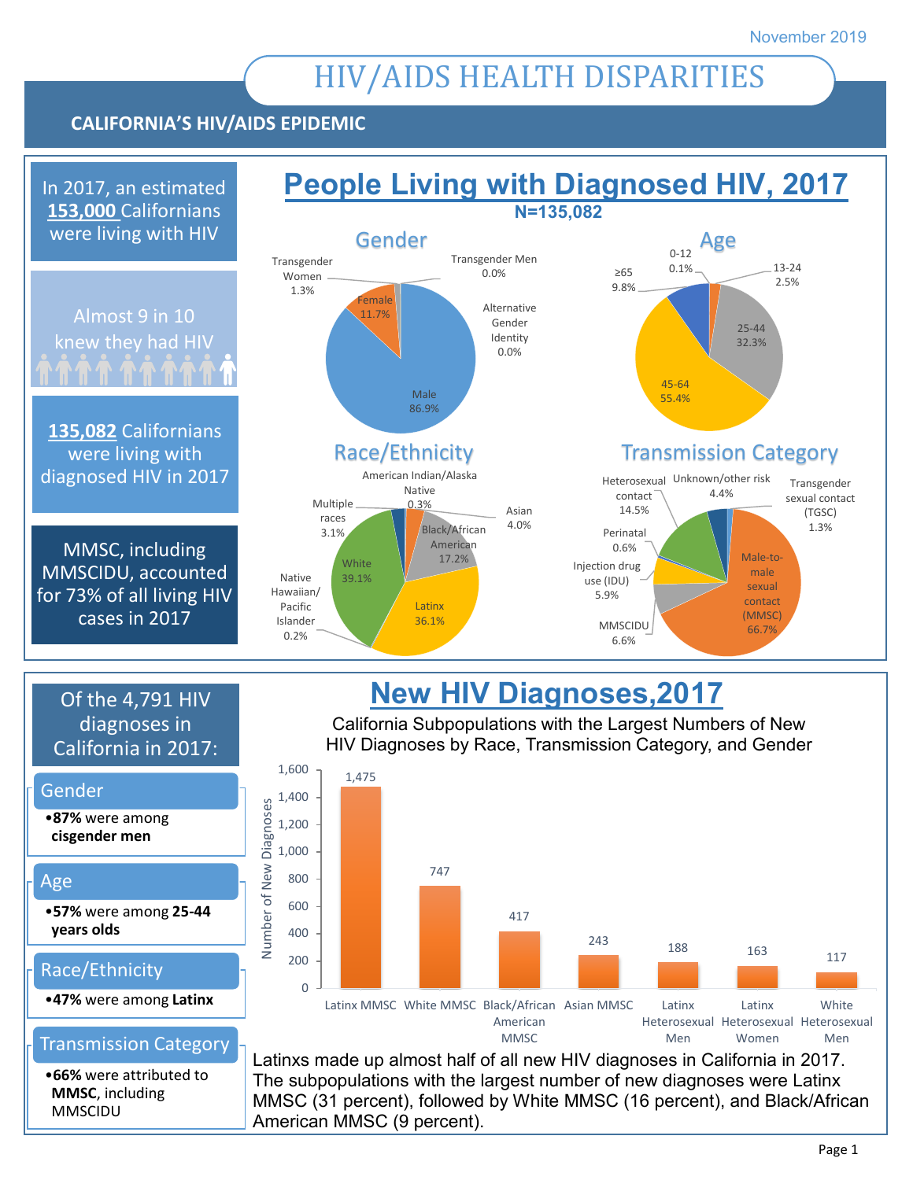November 2019

# HIV/AIDS HEALTH DISPARITIES

## CALIFORNIA'S HIV/AIDS EPIDEMIC

In 2017, an estimated **153,000** Californians were living with HIV

Almost 9 in 10 knew they had HIV

**135,082** Californians were living with diagnosed HIV in 2017

MMSC, including MMSCIDU, accounted for 73% of all living HIV cases in 2017

## People Living with Diagnosed HIV, 2017

N=135,082

### Gender

| Gender | Percent |
|---|---|
| Male | 86.9% |
| Female | 11.7% |
| Transgender Women | 1.3% |
| Transgender Men | 0.0% |
| Alternative Gender Identity | 0.0% |

### Age

| Age | Percent |
|---|---|
| 0-12 | 0.1% |
| 13-24 | 2.5% |
| 25-44 | 32.3% |
| 45-64 | 55.4% |
| ≥65 | 9.8% |

### Race/Ethnicity

| Race/Ethnicity | Percent |
|---|---|
| American Indian/Alaska Native | 0.3% |
| Asian | 4.0% |
| Black/African American | 17.2% |
| Latinx | 36.1% |
| Native Hawaiian/Pacific Islander | 0.2% |
| White | 39.1% |
| Multiple races | 3.1% |

### Transmission Category

| Transmission Category | Percent |
|---|---|
| Male-to-male sexual contact (MMSC) | 66.7% |
| MMSCIDU | 6.6% |
| Injection drug use (IDU) | 5.9% |
| Perinatal | 0.6% |
| Heterosexual contact | 14.5% |
| Unknown/other risk | 4.4% |
| Transgender sexual contact (TGSC) | 1.3% |

## New HIV Diagnoses, 2017

Of the 4,791 HIV diagnoses in California in 2017:

**Gender**
- **87%** were among **cisgender men**

**Age**
- **57%** were among **25-44 years olds**

**Race/Ethnicity**
- **47%** were among **Latinx**

**Transmission Category**
- **66%** were attributed to **MMSC**, including MMSCIDU

### California Subpopulations with the Largest Numbers of New HIV Diagnoses by Race, Transmission Category, and Gender

| Subpopulation | Number of New Diagnoses |
|---|---|
| Latinx MMSC | 1,475 |
| White MMSC | 747 |
| Black/African American MMSC | 417 |
| Asian MMSC | 243 |
| Latinx Heterosexual Men | 188 |
| Latinx Heterosexual Women | 163 |
| White Heterosexual Men | 117 |

Latinxs made up almost half of all new HIV diagnoses in California in 2017. The subpopulations with the largest number of new diagnoses were Latinx MMSC (31 percent), followed by White MMSC (16 percent), and Black/African American MMSC (9 percent).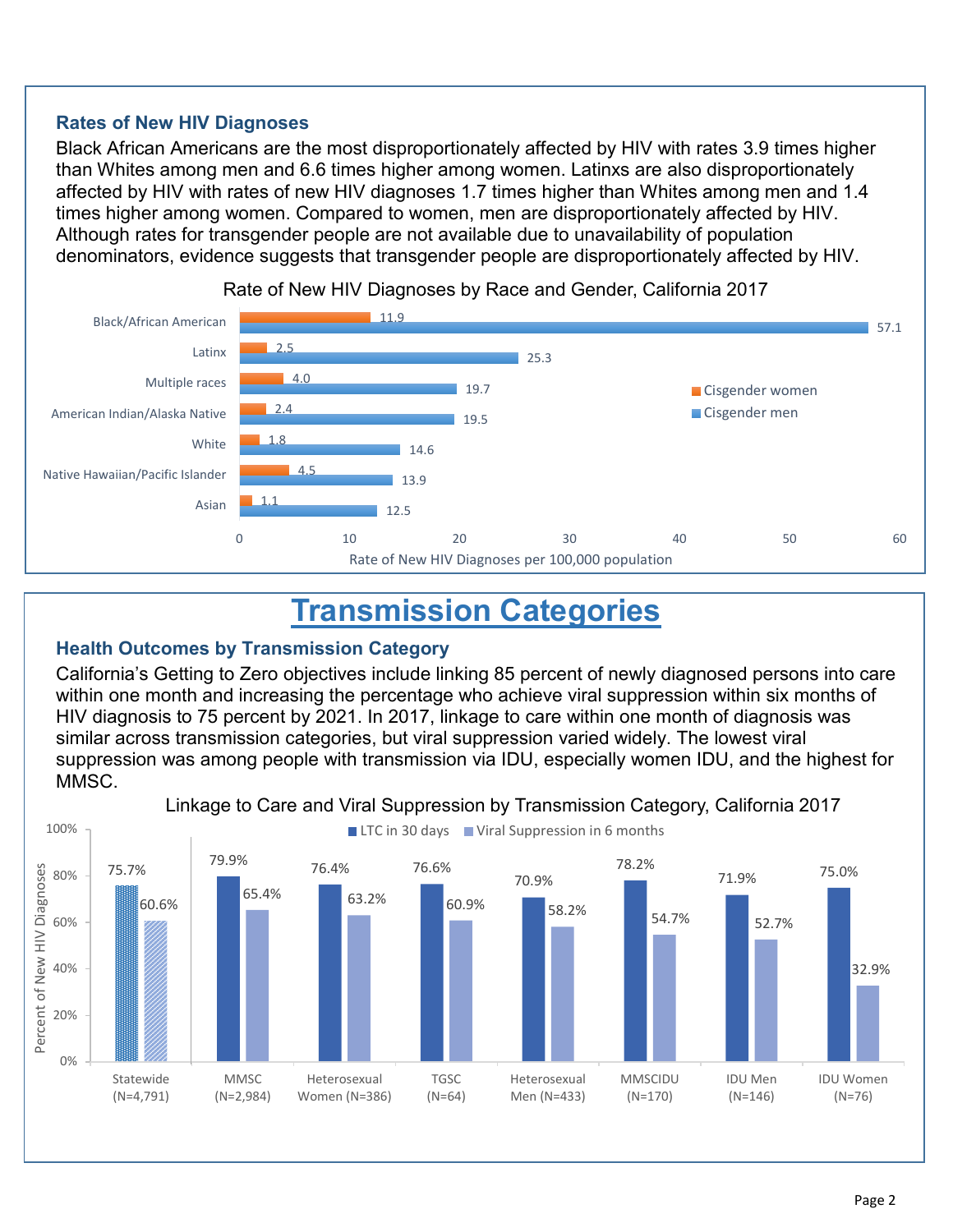### Rates of New HIV Diagnoses

Black African Americans are the most disproportionately affected by HIV with rates 3.9 times higher than Whites among men and 6.6 times higher among women. Latinxs are also disproportionately affected by HIV with rates of new HIV diagnoses 1.7 times higher than Whites among men and 1.4 times higher among women. Compared to women, men are disproportionately affected by HIV. Although rates for transgender people are not available due to unavailability of population denominators, evidence suggests that transgender people are disproportionately affected by HIV.

Rate of New HIV Diagnoses by Race and Gender, California 2017

| Race/Ethnicity | Cisgender women | Cisgender men |
|---|---|---|
| Black/African American | 11.9 | 57.1 |
| Latinx | 2.5 | 25.3 |
| Multiple races | 4.0 | 19.7 |
| American Indian/Alaska Native | 2.4 | 19.5 |
| White | 1.8 | 14.6 |
| Native Hawaiian/Pacific Islander | 4.5 | 13.9 |
| Asian | 1.1 | 12.5 |

Rate of New HIV Diagnoses per 100,000 population

# Transmission Categories

### Health Outcomes by Transmission Category

California's Getting to Zero objectives include linking 85 percent of newly diagnosed persons into care within one month and increasing the percentage who achieve viral suppression within six months of HIV diagnosis to 75 percent by 2021. In 2017, linkage to care within one month of diagnosis was similar across transmission categories, but viral suppression varied widely. The lowest viral suppression was among people with transmission via IDU, especially women IDU, and the highest for MMSC.

Linkage to Care and Viral Suppression by Transmission Category, California 2017

| Transmission Category | LTC in 30 days | Viral Suppression in 6 months |
|---|---|---|
| Statewide (N=4,791) | 75.7% | 60.6% |
| MMSC (N=2,984) | 79.9% | 65.4% |
| Heterosexual Women (N=386) | 76.4% | 63.2% |
| TGSC (N=64) | 76.6% | 60.9% |
| Heterosexual Men (N=433) | 70.9% | 58.2% |
| MMSCIDU (N=170) | 78.2% | 54.7% |
| IDU Men (N=146) | 71.9% | 52.7% |
| IDU Women (N=76) | 75.0% | 32.9% |

Percent of New HIV Diagnoses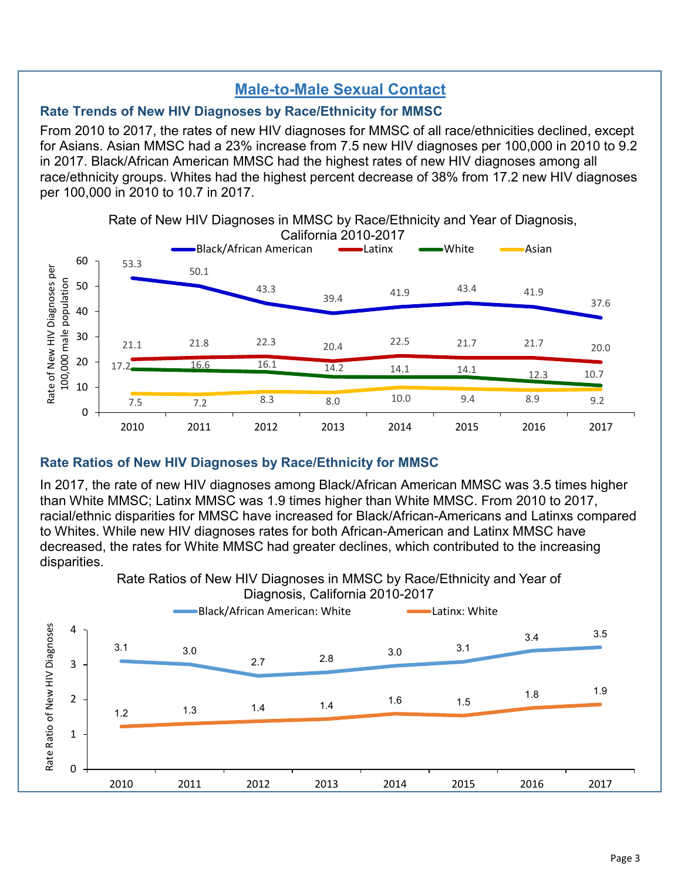# Male-to-Male Sexual Contact

## Rate Trends of New HIV Diagnoses by Race/Ethnicity for MMSC

From 2010 to 2017, the rates of new HIV diagnoses for MMSC of all race/ethnicities declined, except for Asians. Asian MMSC had a 23% increase from 7.5 new HIV diagnoses per 100,000 in 2010 to 9.2 in 2017. Black/African American MMSC had the highest rates of new HIV diagnoses among all race/ethnicity groups. Whites had the highest percent decrease of 38% from 17.2 new HIV diagnoses per 100,000 in 2010 to 10.7 in 2017.

Rate of New HIV Diagnoses in MMSC by Race/Ethnicity and Year of Diagnosis, California 2010-2017

| Year | Black/African American | Latinx | White | Asian |
|---|---|---|---|---|
| 2010 | 53.3 | 21.1 | 17.2 | 7.5 |
| 2011 | 50.1 | 21.8 | 16.6 | 7.2 |
| 2012 | 43.3 | 22.3 | 16.1 | 8.3 |
| 2013 | 39.4 | 20.4 | 14.2 | 8.0 |
| 2014 | 41.9 | 22.5 | 14.1 | 10.0 |
| 2015 | 43.4 | 21.7 | 14.1 | 9.4 |
| 2016 | 41.9 | 21.7 | 12.3 | 8.9 |
| 2017 | 37.6 | 20.0 | 10.7 | 9.2 |

## Rate Ratios of New HIV Diagnoses by Race/Ethnicity for MMSC

In 2017, the rate of new HIV diagnoses among Black/African American MMSC was 3.5 times higher than White MMSC; Latinx MMSC was 1.9 times higher than White MMSC. From 2010 to 2017, racial/ethnic disparities for MMSC have increased for Black/African-Americans and Latinxs compared to Whites. While new HIV diagnoses rates for both African-American and Latinx MMSC have decreased, the rates for White MMSC had greater declines, which contributed to the increasing disparities.

Rate Ratios of New HIV Diagnoses in MMSC by Race/Ethnicity and Year of Diagnosis, California 2010-2017

| Year | Black/African American: White | Latinx: White |
|---|---|---|
| 2010 | 3.1 | 1.2 |
| 2011 | 3.0 | 1.3 |
| 2012 | 2.7 | 1.4 |
| 2013 | 2.8 | 1.4 |
| 2014 | 3.0 | 1.6 |
| 2015 | 3.1 | 1.5 |
| 2016 | 3.4 | 1.8 |
| 2017 | 3.5 | 1.9 |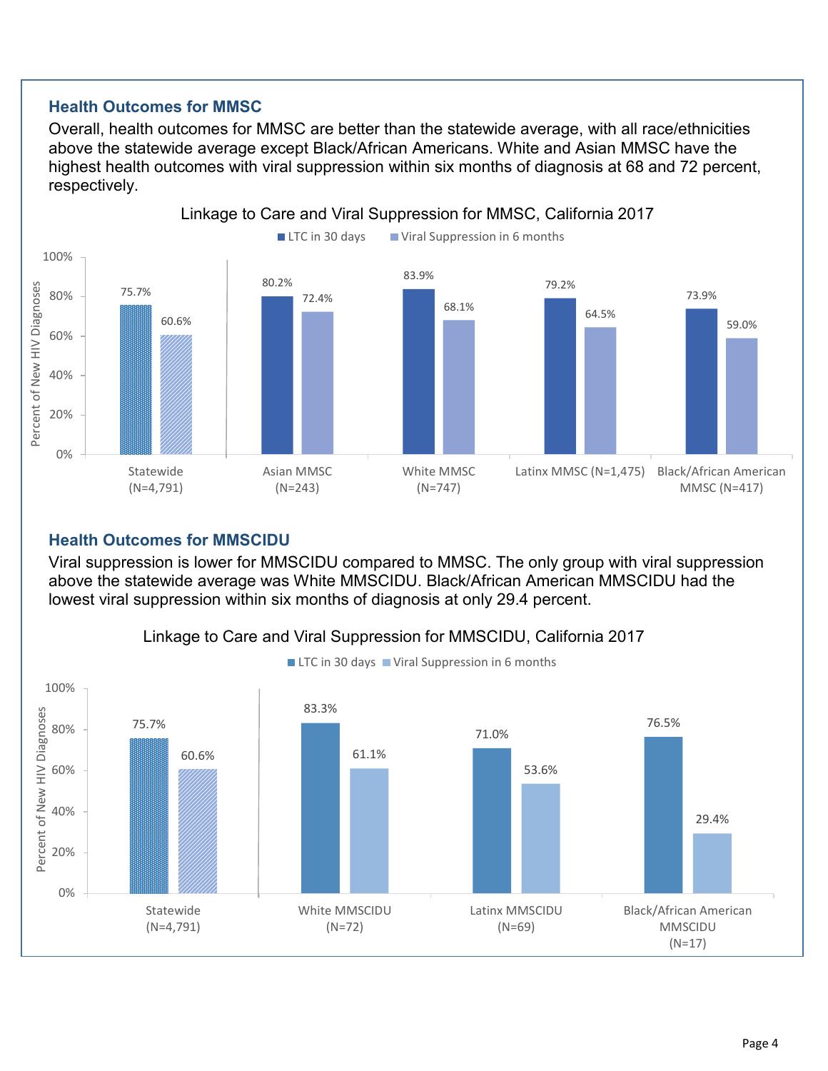## Health Outcomes for MMSC

Overall, health outcomes for MMSC are better than the statewide average, with all race/ethnicities above the statewide average except Black/African Americans. White and Asian MMSC have the highest health outcomes with viral suppression within six months of diagnosis at 68 and 72 percent, respectively.

**Linkage to Care and Viral Suppression for MMSC, California 2017**

| Group | LTC in 30 days | Viral Suppression in 6 months |
|---|---|---|
| Statewide (N=4,791) | 75.7% | 60.6% |
| Asian MMSC (N=243) | 80.2% | 72.4% |
| White MMSC (N=747) | 83.9% | 68.1% |
| Latinx MMSC (N=1,475) | 79.2% | 64.5% |
| Black/African American MMSC (N=417) | 73.9% | 59.0% |

## Health Outcomes for MMSCIDU

Viral suppression is lower for MMSCIDU compared to MMSC. The only group with viral suppression above the statewide average was White MMSCIDU. Black/African American MMSCIDU had the lowest viral suppression within six months of diagnosis at only 29.4 percent.

**Linkage to Care and Viral Suppression for MMSCIDU, California 2017**

| Group | LTC in 30 days | Viral Suppression in 6 months |
|---|---|---|
| Statewide (N=4,791) | 75.7% | 60.6% |
| White MMSCIDU (N=72) | 83.3% | 61.1% |
| Latinx MMSCIDU (N=69) | 71.0% | 53.6% |
| Black/African American MMSCIDU (N=17) | 76.5% | 29.4% |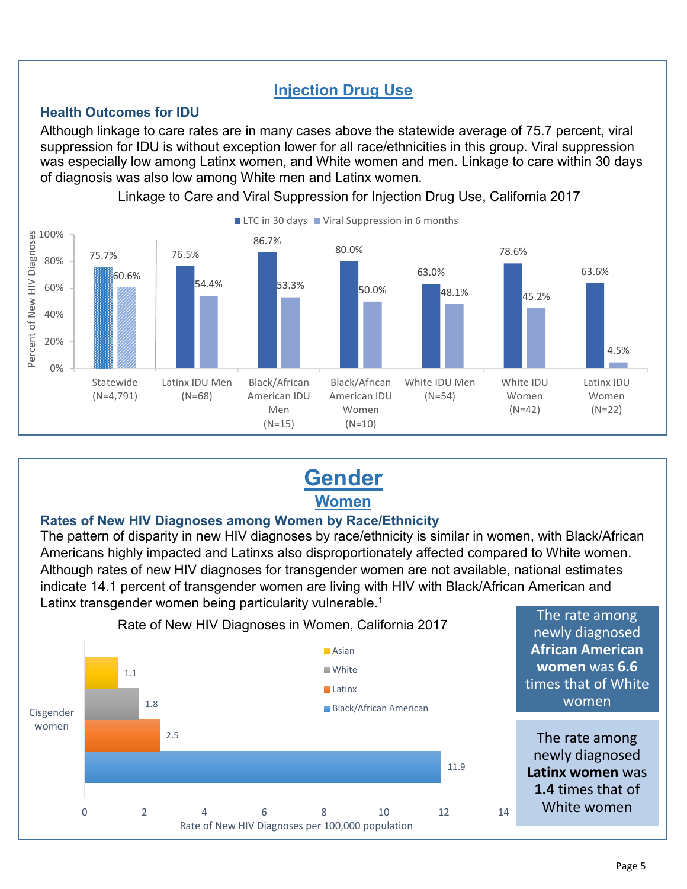## Injection Drug Use

### Health Outcomes for IDU

Although linkage to care rates are in many cases above the statewide average of 75.7 percent, viral suppression for IDU is without exception lower for all race/ethnicities in this group. Viral suppression was especially low among Latinx women, and White women and men. Linkage to care within 30 days of diagnosis was also low among White men and Latinx women.

Linkage to Care and Viral Suppression for Injection Drug Use, California 2017

| Group | LTC in 30 days | Viral Suppression in 6 months |
|---|---|---|
| Statewide (N=4,791) | 75.7% | 60.6% |
| Latinx IDU Men (N=68) | 76.5% | 54.4% |
| Black/African American IDU Men (N=15) | 86.7% | 53.3% |
| Black/African American IDU Women (N=10) | 80.0% | 50.0% |
| White IDU Men (N=54) | 63.0% | 48.1% |
| White IDU Women (N=42) | 78.6% | 45.2% |
| Latinx IDU Women (N=22) | 63.6% | 4.5% |

# Gender

## Women

### Rates of New HIV Diagnoses among Women by Race/Ethnicity

The pattern of disparity in new HIV diagnoses by race/ethnicity is similar in women, with Black/African Americans highly impacted and Latinxs also disproportionately affected compared to White women. Although rates of new HIV diagnoses for transgender women are not available, national estimates indicate 14.1 percent of transgender women are living with HIV with Black/African American and Latinx transgender women being particularity vulnerable.[1]

Rate of New HIV Diagnoses in Women, California 2017

| Cisgender women | Rate of New HIV Diagnoses per 100,000 population |
|---|---|
| Asian | 1.1 |
| White | 1.8 |
| Latinx | 2.5 |
| Black/African American | 11.9 |

The rate among newly diagnosed **African American women** was **6.6** times that of White women

The rate among newly diagnosed **Latinx women** was **1.4** times that of White women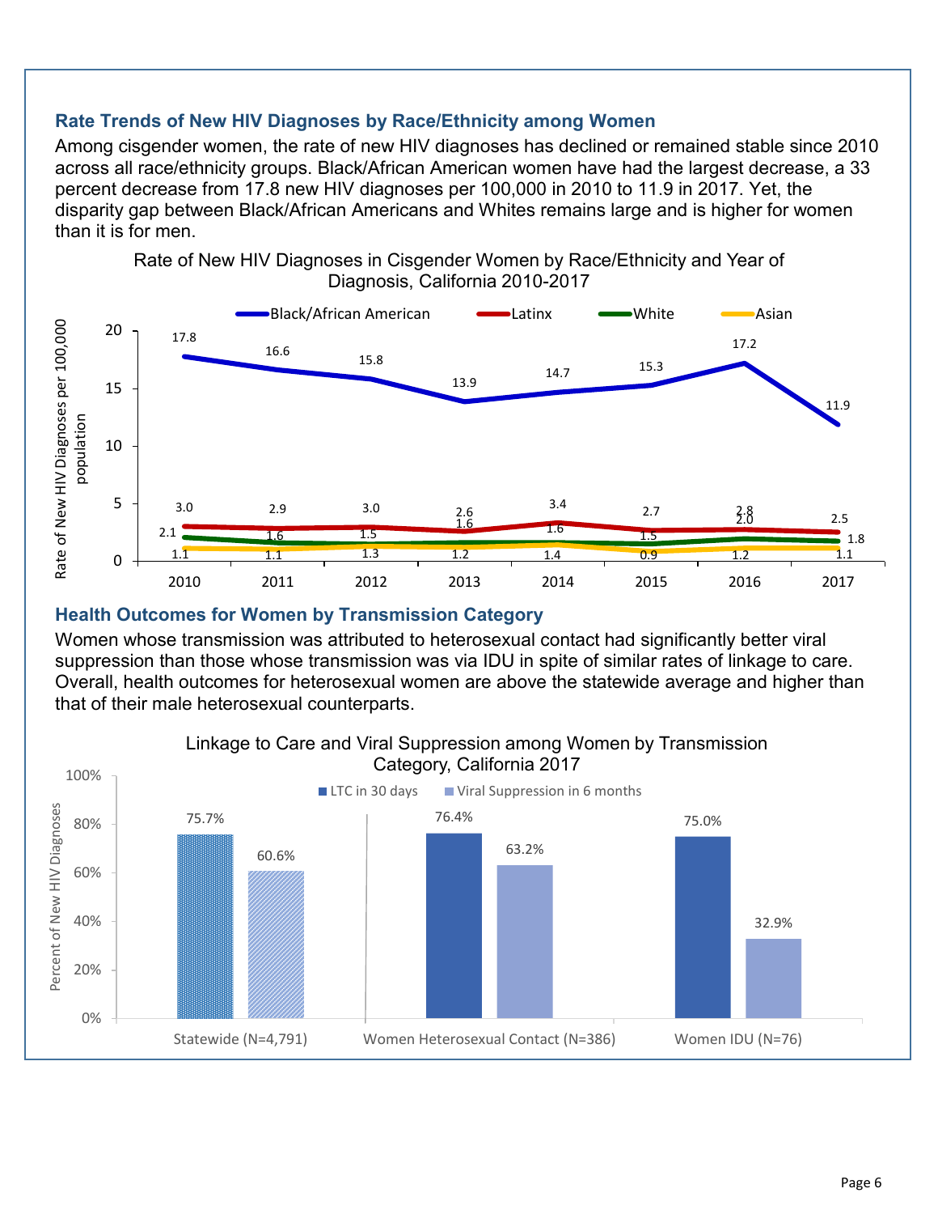### Rate Trends of New HIV Diagnoses by Race/Ethnicity among Women

Among cisgender women, the rate of new HIV diagnoses has declined or remained stable since 2010 across all race/ethnicity groups. Black/African American women have had the largest decrease, a 33 percent decrease from 17.8 new HIV diagnoses per 100,000 in 2010 to 11.9 in 2017. Yet, the disparity gap between Black/African Americans and Whites remains large and is higher for women than it is for men.

Rate of New HIV Diagnoses in Cisgender Women by Race/Ethnicity and Year of Diagnosis, California 2010-2017

| Year | Black/African American | Latinx | White | Asian |
|---|---|---|---|---|
| 2010 | 17.8 | 3.0 | 2.1 | 1.1 |
| 2011 | 16.6 | 2.9 | 1.6 | 1.1 |
| 2012 | 15.8 | 3.0 | 1.5 | 1.3 |
| 2013 | 13.9 | 2.6 | 1.6 | 1.2 |
| 2014 | 14.7 | 3.4 | 1.6 | 1.4 |
| 2015 | 15.3 | 2.7 | 1.5 | 0.9 |
| 2016 | 17.2 | 2.8 | 2.0 | 1.2 |
| 2017 | 11.9 | 2.5 | 1.8 | 1.1 |

### Health Outcomes for Women by Transmission Category

Women whose transmission was attributed to heterosexual contact had significantly better viral suppression than those whose transmission was via IDU in spite of similar rates of linkage to care. Overall, health outcomes for heterosexual women are above the statewide average and higher than that of their male heterosexual counterparts.

Linkage to Care and Viral Suppression among Women by Transmission Category, California 2017

| Category | LTC in 30 days | Viral Suppression in 6 months |
|---|---|---|
| Statewide (N=4,791) | 75.7% | 60.6% |
| Women Heterosexual Contact (N=386) | 76.4% | 63.2% |
| Women IDU (N=76) | 75.0% | 32.9% |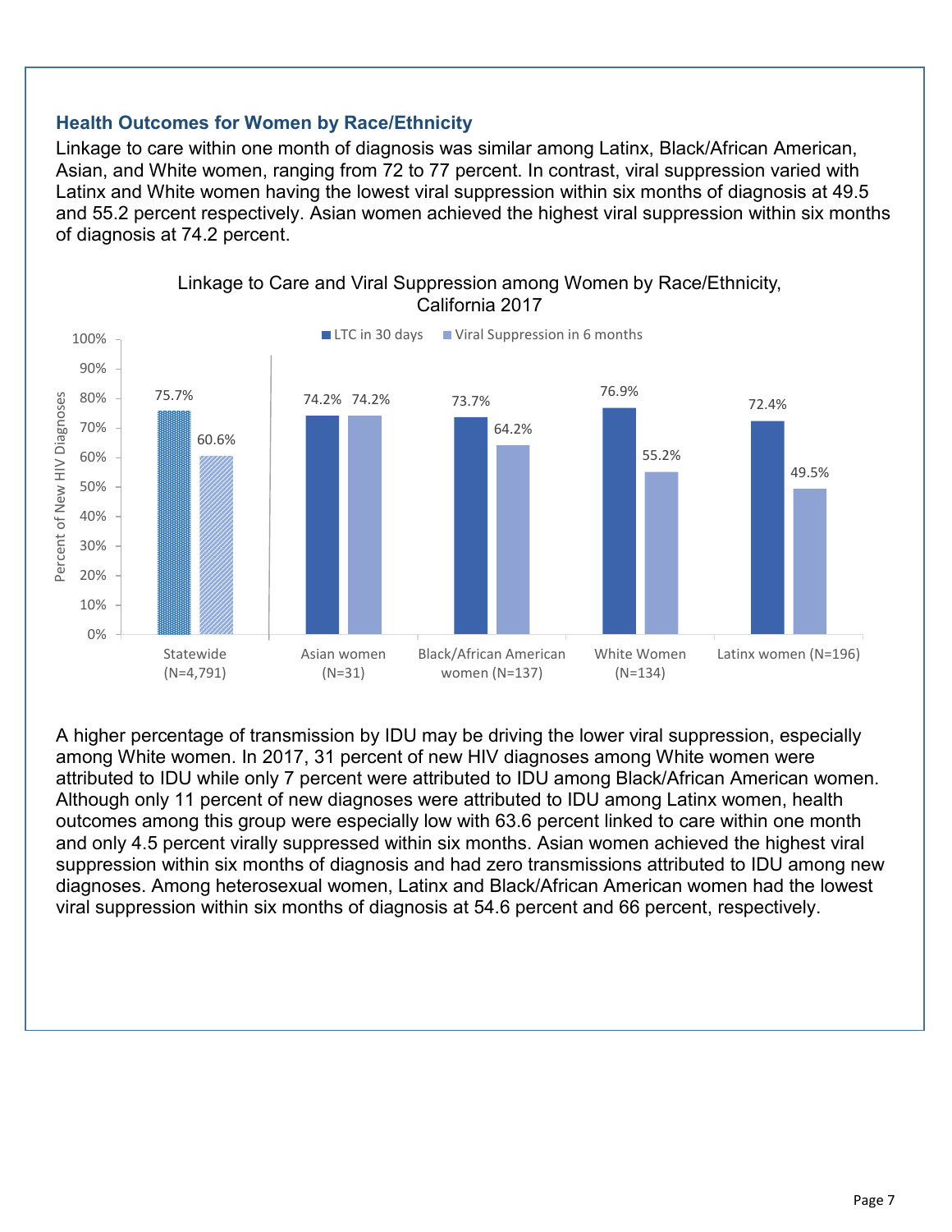### Health Outcomes for Women by Race/Ethnicity

Linkage to care within one month of diagnosis was similar among Latinx, Black/African American, Asian, and White women, ranging from 72 to 77 percent. In contrast, viral suppression varied with Latinx and White women having the lowest viral suppression within six months of diagnosis at 49.5 and 55.2 percent respectively. Asian women achieved the highest viral suppression within six months of diagnosis at 74.2 percent.

Linkage to Care and Viral Suppression among Women by Race/Ethnicity, California 2017

| | LTC in 30 days | Viral Suppression in 6 months |
| --- | --- | --- |
| Statewide (N=4,791) | 75.7% | 60.6% |
| Asian women (N=31) | 74.2% | 74.2% |
| Black/African American women (N=137) | 73.7% | 64.2% |
| White Women (N=134) | 76.9% | 55.2% |
| Latinx women (N=196) | 72.4% | 49.5% |

A higher percentage of transmission by IDU may be driving the lower viral suppression, especially among White women. In 2017, 31 percent of new HIV diagnoses among White women were attributed to IDU while only 7 percent were attributed to IDU among Black/African American women. Although only 11 percent of new diagnoses were attributed to IDU among Latinx women, health outcomes among this group were especially low with 63.6 percent linked to care within one month and only 4.5 percent virally suppressed within six months. Asian women achieved the highest viral suppression within six months of diagnosis and had zero transmissions attributed to IDU among new diagnoses. Among heterosexual women, Latinx and Black/African American women had the lowest viral suppression within six months of diagnosis at 54.6 percent and 66 percent, respectively.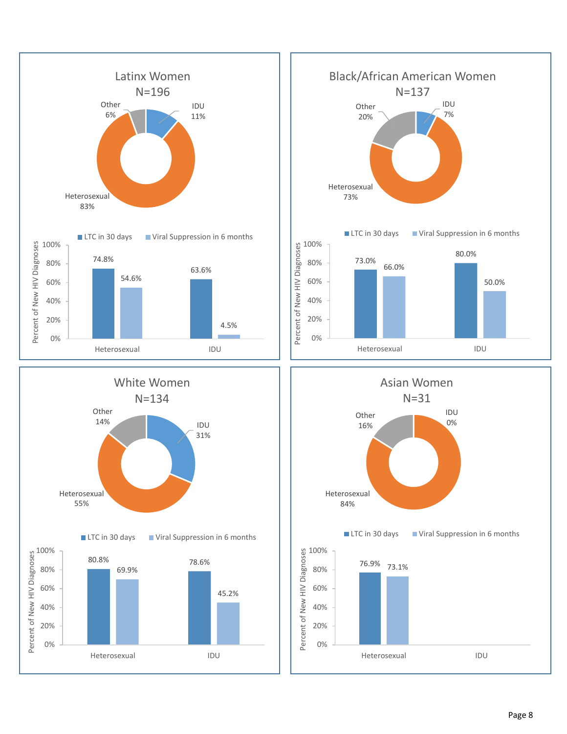## Latinx Women
N=196

| Transmission Category | Percent |
|---|---|
| IDU | 11% |
| Heterosexual | 83% |
| Other | 6% |

| Percent of New HIV Diagnoses | LTC in 30 days | Viral Suppression in 6 months |
|---|---|---|
| Heterosexual | 74.8% | 54.6% |
| IDU | 63.6% | 4.5% |

## Black/African American Women
N=137

| Transmission Category | Percent |
|---|---|
| IDU | 7% |
| Heterosexual | 73% |
| Other | 20% |

| Percent of New HIV Diagnoses | LTC in 30 days | Viral Suppression in 6 months |
|---|---|---|
| Heterosexual | 73.0% | 66.0% |
| IDU | 80.0% | 50.0% |

## White Women
N=134

| Transmission Category | Percent |
|---|---|
| IDU | 31% |
| Heterosexual | 55% |
| Other | 14% |

| Percent of New HIV Diagnoses | LTC in 30 days | Viral Suppression in 6 months |
|---|---|---|
| Heterosexual | 80.8% | 69.9% |
| IDU | 78.6% | 45.2% |

## Asian Women
N=31

| Transmission Category | Percent |
|---|---|
| IDU | 0% |
| Heterosexual | 84% |
| Other | 16% |

| Percent of New HIV Diagnoses | LTC in 30 days | Viral Suppression in 6 months |
|---|---|---|
| Heterosexual | 76.9% | 73.1% |
| IDU | | |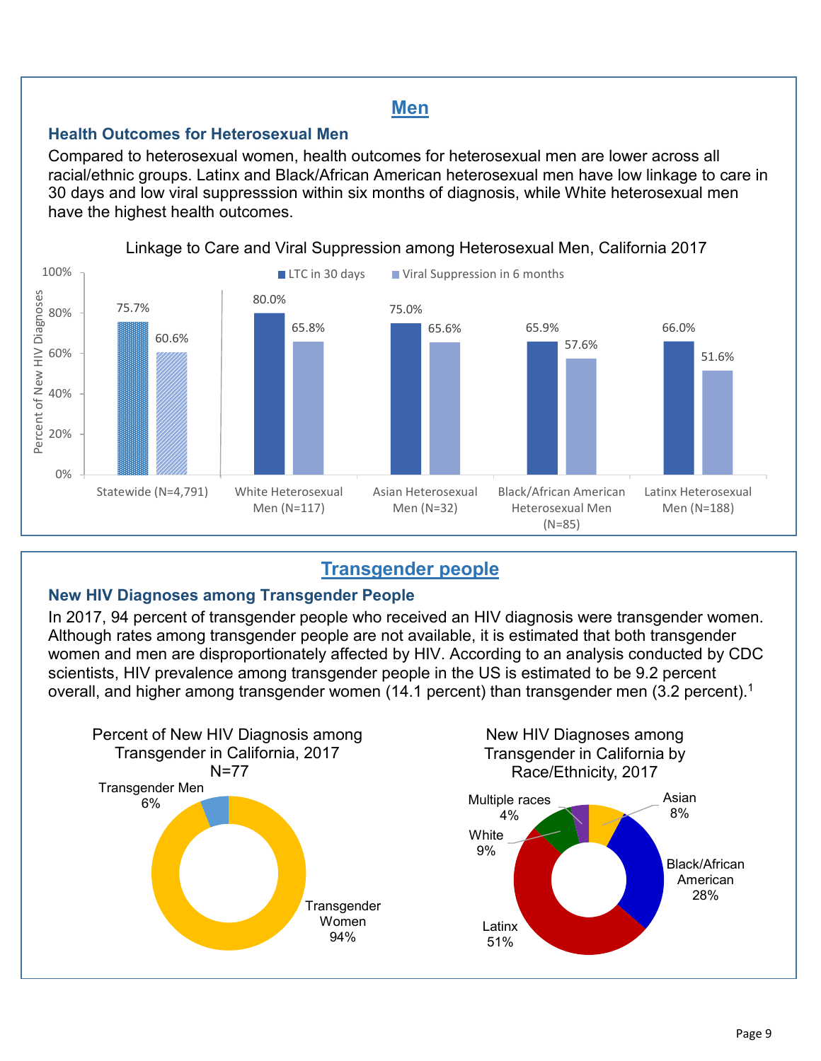## Men

### Health Outcomes for Heterosexual Men

Compared to heterosexual women, health outcomes for heterosexual men are lower across all racial/ethnic groups. Latinx and Black/African American heterosexual men have low linkage to care in 30 days and low viral suppresssion within six months of diagnosis, while White heterosexual men have the highest health outcomes.

Linkage to Care and Viral Suppression among Heterosexual Men, California 2017

| | LTC in 30 days | Viral Suppression in 6 months |
|---|---|---|
| Statewide (N=4,791) | 75.7% | 60.6% |
| White Heterosexual Men (N=117) | 80.0% | 65.8% |
| Asian Heterosexual Men (N=32) | 75.0% | 65.6% |
| Black/African American Heterosexual Men (N=85) | 65.9% | 57.6% |
| Latinx Heterosexual Men (N=188) | 66.0% | 51.6% |

## Transgender people

### New HIV Diagnoses among Transgender People

In 2017, 94 percent of transgender people who received an HIV diagnosis were transgender women. Although rates among transgender people are not available, it is estimated that both transgender women and men are disproportionately affected by HIV. According to an analysis conducted by CDC scientists, HIV prevalence among transgender people in the US is estimated to be 9.2 percent overall, and higher among transgender women (14.1 percent) than transgender men (3.2 percent).[1]

Percent of New HIV Diagnosis among Transgender in California, 2017 N=77

| Group | Percent |
|---|---|
| Transgender Men | 6% |
| Transgender Women | 94% |

New HIV Diagnoses among Transgender in California by Race/Ethnicity, 2017

| Race/Ethnicity | Percent |
|---|---|
| Asian | 8% |
| Black/African American | 28% |
| Latinx | 51% |
| White | 9% |
| Multiple races | 4% |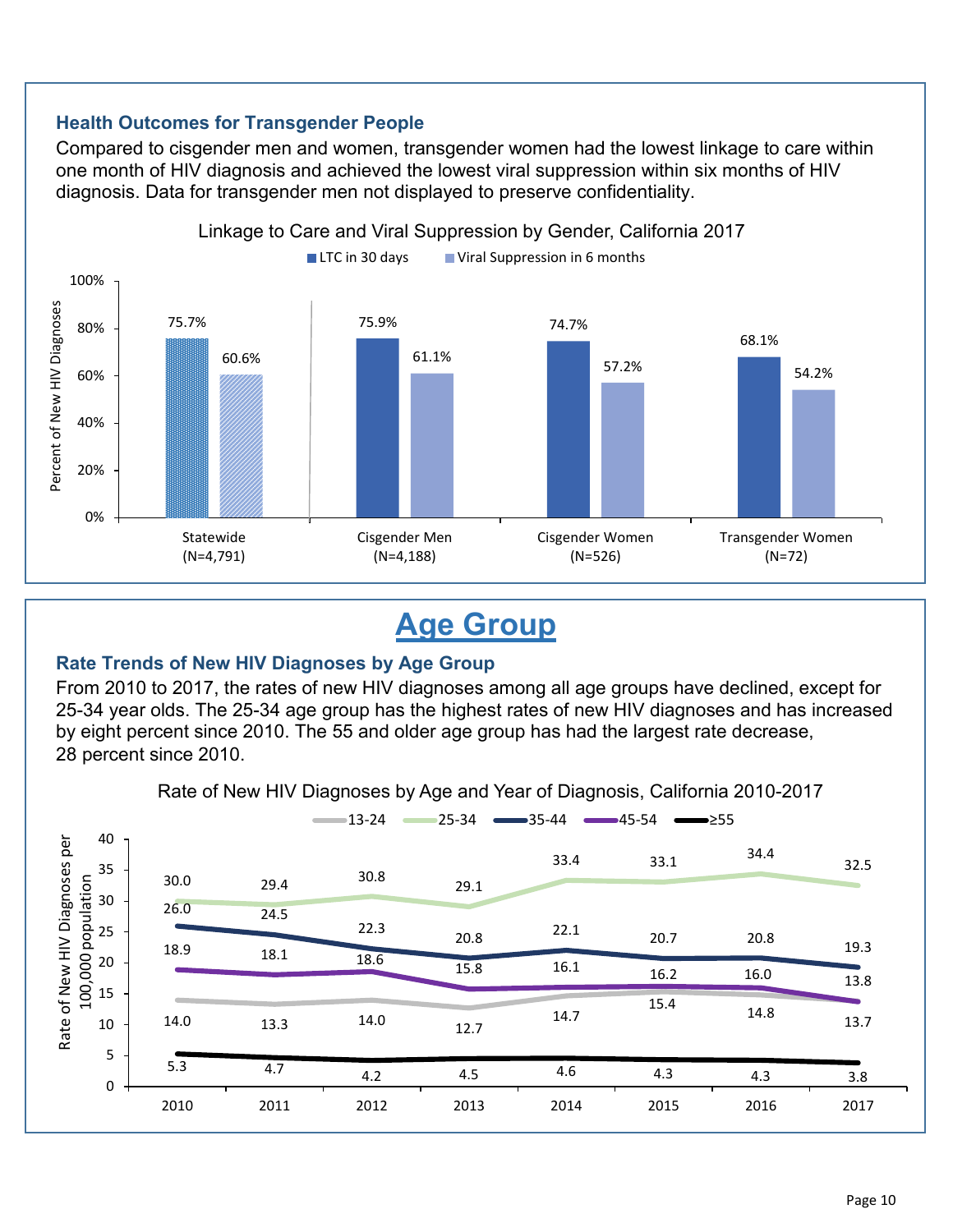### Health Outcomes for Transgender People

Compared to cisgender men and women, transgender women had the lowest linkage to care within one month of HIV diagnosis and achieved the lowest viral suppression within six months of HIV diagnosis. Data for transgender men not displayed to preserve confidentiality.

**Linkage to Care and Viral Suppression by Gender, California 2017**

| | LTC in 30 days | Viral Suppression in 6 months |
|---|---|---|
| Statewide (N=4,791) | 75.7% | 60.6% |
| Cisgender Men (N=4,188) | 75.9% | 61.1% |
| Cisgender Women (N=526) | 74.7% | 57.2% |
| Transgender Women (N=72) | 68.1% | 54.2% |

# Age Group

### Rate Trends of New HIV Diagnoses by Age Group

From 2010 to 2017, the rates of new HIV diagnoses among all age groups have declined, except for 25-34 year olds. The 25-34 age group has the highest rates of new HIV diagnoses and has increased by eight percent since 2010. The 55 and older age group has had the largest rate decrease, 28 percent since 2010.

**Rate of New HIV Diagnoses by Age and Year of Diagnosis, California 2010-2017**

Rate of New HIV Diagnoses per 100,000 population

| Age | 2010 | 2011 | 2012 | 2013 | 2014 | 2015 | 2016 | 2017 |
|---|---|---|---|---|---|---|---|---|
| 13-24 | 14.0 | 13.3 | 14.0 | 12.7 | 14.7 | 15.4 | 14.8 | 13.7 |
| 25-34 | 30.0 | 29.4 | 30.8 | 29.1 | 33.4 | 33.1 | 34.4 | 32.5 |
| 35-44 | 26.0 | 24.5 | 22.3 | 20.8 | 22.1 | 20.7 | 20.8 | 19.3 |
| 45-54 | 18.9 | 18.1 | 18.6 | 15.8 | 16.1 | 16.2 | 16.0 | 13.8 |
| ≥55 | 5.3 | 4.7 | 4.2 | 4.5 | 4.6 | 4.3 | 4.3 | 3.8 |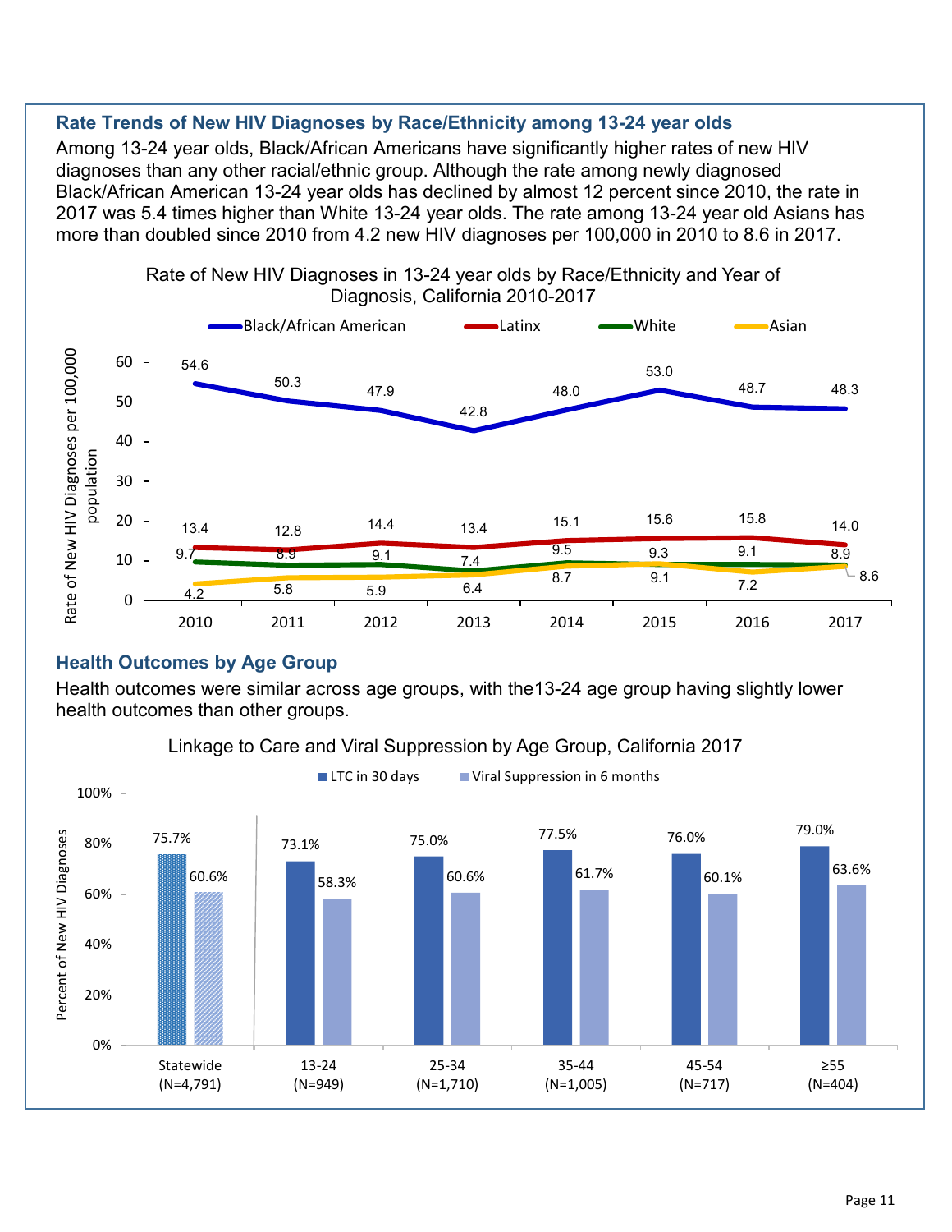## Rate Trends of New HIV Diagnoses by Race/Ethnicity among 13-24 year olds

Among 13-24 year olds, Black/African Americans have significantly higher rates of new HIV diagnoses than any other racial/ethnic group. Although the rate among newly diagnosed Black/African American 13-24 year olds has declined by almost 12 percent since 2010, the rate in 2017 was 5.4 times higher than White 13-24 year olds. The rate among 13-24 year old Asians has more than doubled since 2010 from 4.2 new HIV diagnoses per 100,000 in 2010 to 8.6 in 2017.

Rate of New HIV Diagnoses in 13-24 year olds by Race/Ethnicity and Year of Diagnosis, California 2010-2017

| Race/Ethnicity | 2010 | 2011 | 2012 | 2013 | 2014 | 2015 | 2016 | 2017 |
|---|---|---|---|---|---|---|---|---|
| Black/African American | 54.6 | 50.3 | 47.9 | 42.8 | 48.0 | 53.0 | 48.7 | 48.3 |
| Latinx | 13.4 | 12.8 | 14.4 | 13.4 | 15.1 | 15.6 | 15.8 | 14.0 |
| White | 9.7 | 8.9 | 9.1 | 7.4 | 9.5 | 9.3 | 9.1 | 8.9 |
| Asian | 4.2 | 5.8 | 5.9 | 6.4 | 8.7 | 9.1 | 7.2 | 8.6 |

Rate of New HIV Diagnoses per 100,000 population

## Health Outcomes by Age Group

Health outcomes were similar across age groups, with the13-24 age group having slightly lower health outcomes than other groups.

Linkage to Care and Viral Suppression by Age Group, California 2017

| Age Group | LTC in 30 days | Viral Suppression in 6 months |
|---|---|---|
| Statewide (N=4,791) | 75.7% | 60.6% |
| 13-24 (N=949) | 73.1% | 58.3% |
| 25-34 (N=1,710) | 75.0% | 60.6% |
| 35-44 (N=1,005) | 77.5% | 61.7% |
| 45-54 (N=717) | 76.0% | 60.1% |
| ≥55 (N=404) | 79.0% | 63.6% |

Percent of New HIV Diagnoses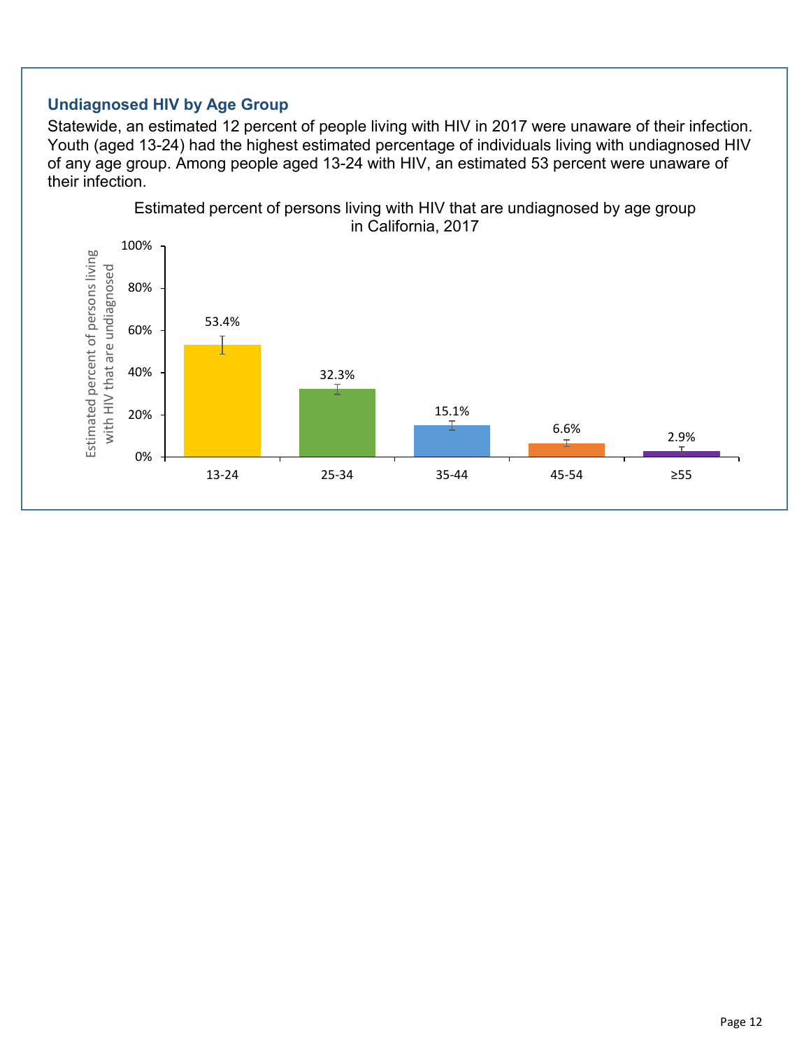### Undiagnosed HIV by Age Group

Statewide, an estimated 12 percent of people living with HIV in 2017 were unaware of their infection. Youth (aged 13-24) had the highest estimated percentage of individuals living with undiagnosed HIV of any age group. Among people aged 13-24 with HIV, an estimated 53 percent were unaware of their infection.

Estimated percent of persons living with HIV that are undiagnosed by age group in California, 2017

| Age group | Estimated percent of persons living with HIV that are undiagnosed |
|---|---|
| 13-24 | 53.4% |
| 25-34 | 32.3% |
| 35-44 | 15.1% |
| 45-54 | 6.6% |
| ≥55 | 2.9% |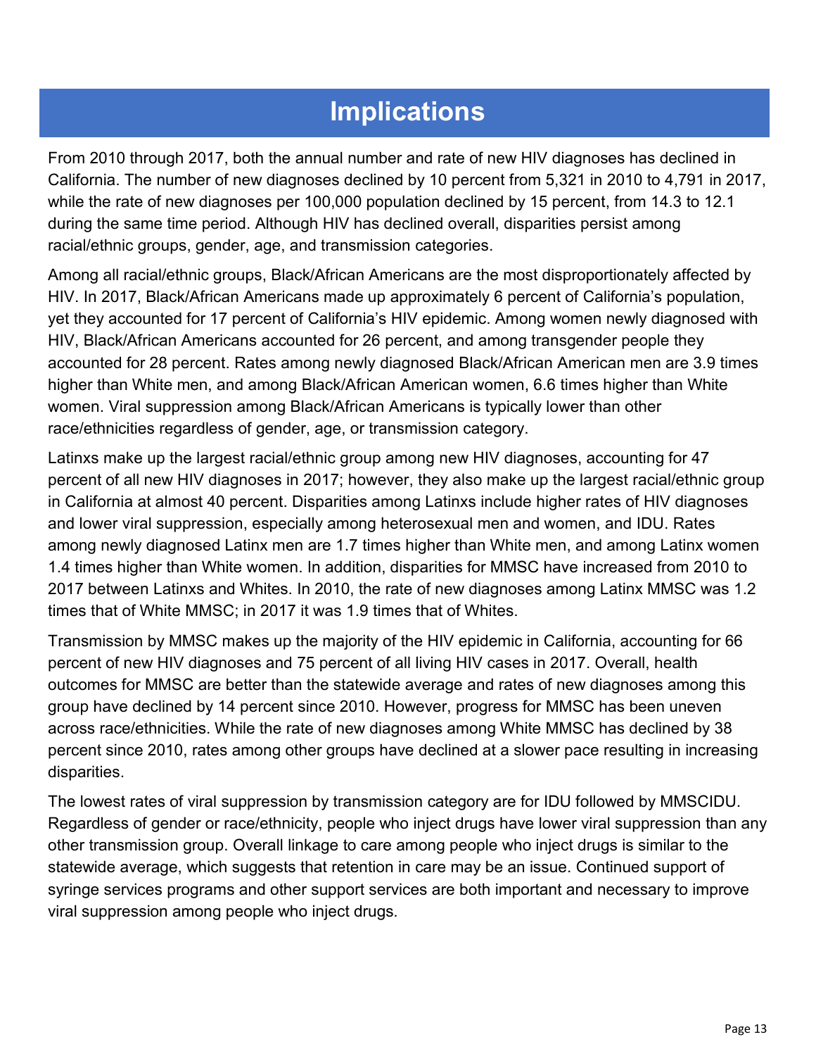# Implications

From 2010 through 2017, both the annual number and rate of new HIV diagnoses has declined in California. The number of new diagnoses declined by 10 percent from 5,321 in 2010 to 4,791 in 2017, while the rate of new diagnoses per 100,000 population declined by 15 percent, from 14.3 to 12.1 during the same time period. Although HIV has declined overall, disparities persist among racial/ethnic groups, gender, age, and transmission categories.

Among all racial/ethnic groups, Black/African Americans are the most disproportionately affected by HIV. In 2017, Black/African Americans made up approximately 6 percent of California's population, yet they accounted for 17 percent of California's HIV epidemic. Among women newly diagnosed with HIV, Black/African Americans accounted for 26 percent, and among transgender people they accounted for 28 percent. Rates among newly diagnosed Black/African American men are 3.9 times higher than White men, and among Black/African American women, 6.6 times higher than White women. Viral suppression among Black/African Americans is typically lower than other race/ethnicities regardless of gender, age, or transmission category.

Latinxs make up the largest racial/ethnic group among new HIV diagnoses, accounting for 47 percent of all new HIV diagnoses in 2017; however, they also make up the largest racial/ethnic group in California at almost 40 percent. Disparities among Latinxs include higher rates of HIV diagnoses and lower viral suppression, especially among heterosexual men and women, and IDU. Rates among newly diagnosed Latinx men are 1.7 times higher than White men, and among Latinx women 1.4 times higher than White women. In addition, disparities for MMSC have increased from 2010 to 2017 between Latinxs and Whites. In 2010, the rate of new diagnoses among Latinx MMSC was 1.2 times that of White MMSC; in 2017 it was 1.9 times that of Whites.

Transmission by MMSC makes up the majority of the HIV epidemic in California, accounting for 66 percent of new HIV diagnoses and 75 percent of all living HIV cases in 2017. Overall, health outcomes for MMSC are better than the statewide average and rates of new diagnoses among this group have declined by 14 percent since 2010. However, progress for MMSC has been uneven across race/ethnicities. While the rate of new diagnoses among White MMSC has declined by 38 percent since 2010, rates among other groups have declined at a slower pace resulting in increasing disparities.

The lowest rates of viral suppression by transmission category are for IDU followed by MMSCIDU. Regardless of gender or race/ethnicity, people who inject drugs have lower viral suppression than any other transmission group. Overall linkage to care among people who inject drugs is similar to the statewide average, which suggests that retention in care may be an issue. Continued support of syringe services programs and other support services are both important and necessary to improve viral suppression among people who inject drugs.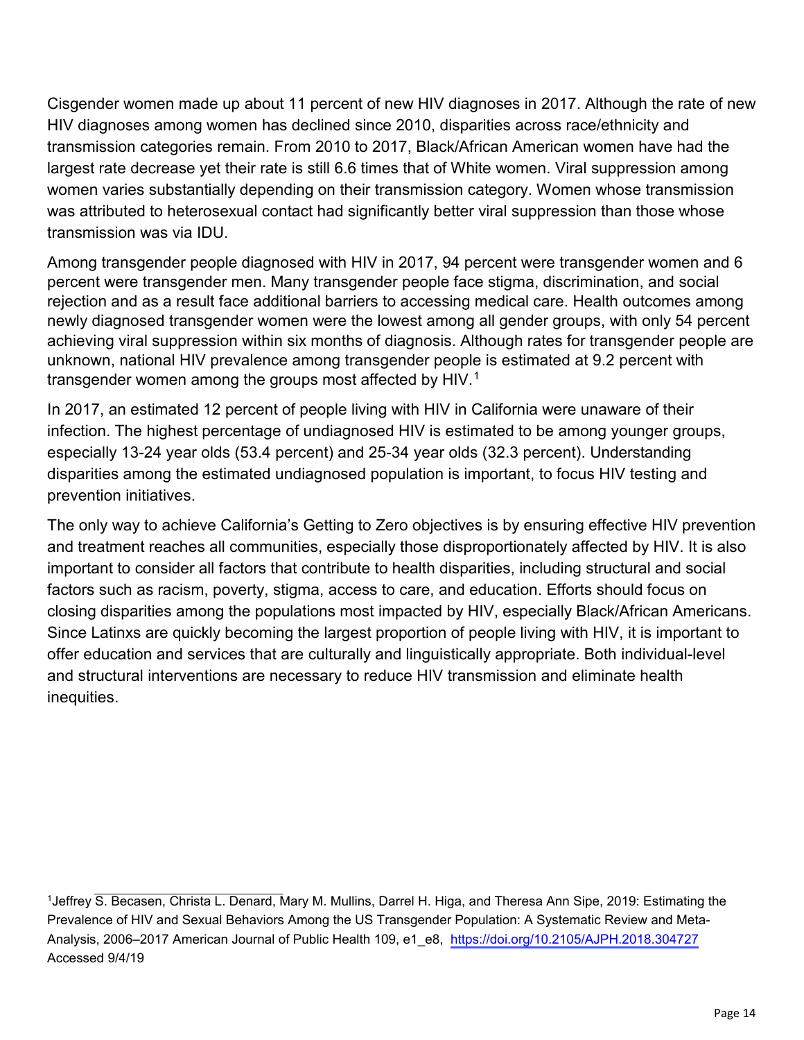Cisgender women made up about 11 percent of new HIV diagnoses in 2017. Although the rate of new HIV diagnoses among women has declined since 2010, disparities across race/ethnicity and transmission categories remain. From 2010 to 2017, Black/African American women have had the largest rate decrease yet their rate is still 6.6 times that of White women. Viral suppression among women varies substantially depending on their transmission category. Women whose transmission was attributed to heterosexual contact had significantly better viral suppression than those whose transmission was via IDU.

Among transgender people diagnosed with HIV in 2017, 94 percent were transgender women and 6 percent were transgender men. Many transgender people face stigma, discrimination, and social rejection and as a result face additional barriers to accessing medical care. Health outcomes among newly diagnosed transgender women were the lowest among all gender groups, with only 54 percent achieving viral suppression within six months of diagnosis. Although rates for transgender people are unknown, national HIV prevalence among transgender people is estimated at 9.2 percent with transgender women among the groups most affected by HIV.[1]

In 2017, an estimated 12 percent of people living with HIV in California were unaware of their infection. The highest percentage of undiagnosed HIV is estimated to be among younger groups, especially 13-24 year olds (53.4 percent) and 25-34 year olds (32.3 percent). Understanding disparities among the estimated undiagnosed population is important, to focus HIV testing and prevention initiatives.

The only way to achieve California's Getting to Zero objectives is by ensuring effective HIV prevention and treatment reaches all communities, especially those disproportionately affected by HIV. It is also important to consider all factors that contribute to health disparities, including structural and social factors such as racism, poverty, stigma, access to care, and education. Efforts should focus on closing disparities among the populations most impacted by HIV, especially Black/African Americans. Since Latinxs are quickly becoming the largest proportion of people living with HIV, it is important to offer education and services that are culturally and linguistically appropriate. Both individual-level and structural interventions are necessary to reduce HIV transmission and eliminate health inequities.

---

[1] Jeffrey S. Becasen, Christa L. Denard, Mary M. Mullins, Darrel H. Higa, and Theresa Ann Sipe, 2019: Estimating the Prevalence of HIV and Sexual Behaviors Among the US Transgender Population: A Systematic Review and Meta-Analysis, 2006–2017 American Journal of Public Health 109, e1_e8, https://doi.org/10.2105/AJPH.2018.304727 Accessed 9/4/19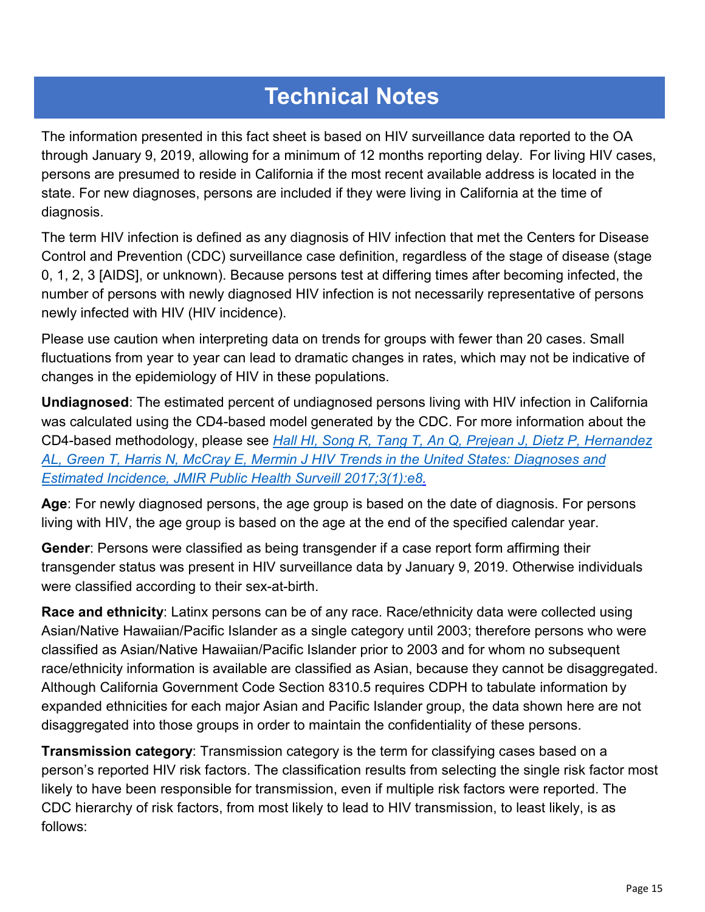# Technical Notes

The information presented in this fact sheet is based on HIV surveillance data reported to the OA through January 9, 2019, allowing for a minimum of 12 months reporting delay. For living HIV cases, persons are presumed to reside in California if the most recent available address is located in the state. For new diagnoses, persons are included if they were living in California at the time of diagnosis.

The term HIV infection is defined as any diagnosis of HIV infection that met the Centers for Disease Control and Prevention (CDC) surveillance case definition, regardless of the stage of disease (stage 0, 1, 2, 3 [AIDS], or unknown). Because persons test at differing times after becoming infected, the number of persons with newly diagnosed HIV infection is not necessarily representative of persons newly infected with HIV (HIV incidence).

Please use caution when interpreting data on trends for groups with fewer than 20 cases. Small fluctuations from year to year can lead to dramatic changes in rates, which may not be indicative of changes in the epidemiology of HIV in these populations.

**Undiagnosed**: The estimated percent of undiagnosed persons living with HIV infection in California was calculated using the CD4-based model generated by the CDC. For more information about the CD4-based methodology, please see *Hall HI, Song R, Tang T, An Q, Prejean J, Dietz P, Hernandez AL, Green T, Harris N, McCray E, Mermin J HIV Trends in the United States: Diagnoses and Estimated Incidence, JMIR Public Health Surveill 2017;3(1):e8.*

**Age**: For newly diagnosed persons, the age group is based on the date of diagnosis. For persons living with HIV, the age group is based on the age at the end of the specified calendar year.

**Gender**: Persons were classified as being transgender if a case report form affirming their transgender status was present in HIV surveillance data by January 9, 2019. Otherwise individuals were classified according to their sex-at-birth.

**Race and ethnicity**: Latinx persons can be of any race. Race/ethnicity data were collected using Asian/Native Hawaiian/Pacific Islander as a single category until 2003; therefore persons who were classified as Asian/Native Hawaiian/Pacific Islander prior to 2003 and for whom no subsequent race/ethnicity information is available are classified as Asian, because they cannot be disaggregated. Although California Government Code Section 8310.5 requires CDPH to tabulate information by expanded ethnicities for each major Asian and Pacific Islander group, the data shown here are not disaggregated into those groups in order to maintain the confidentiality of these persons.

**Transmission category**: Transmission category is the term for classifying cases based on a person's reported HIV risk factors. The classification results from selecting the single risk factor most likely to have been responsible for transmission, even if multiple risk factors were reported. The CDC hierarchy of risk factors, from most likely to lead to HIV transmission, to least likely, is as follows: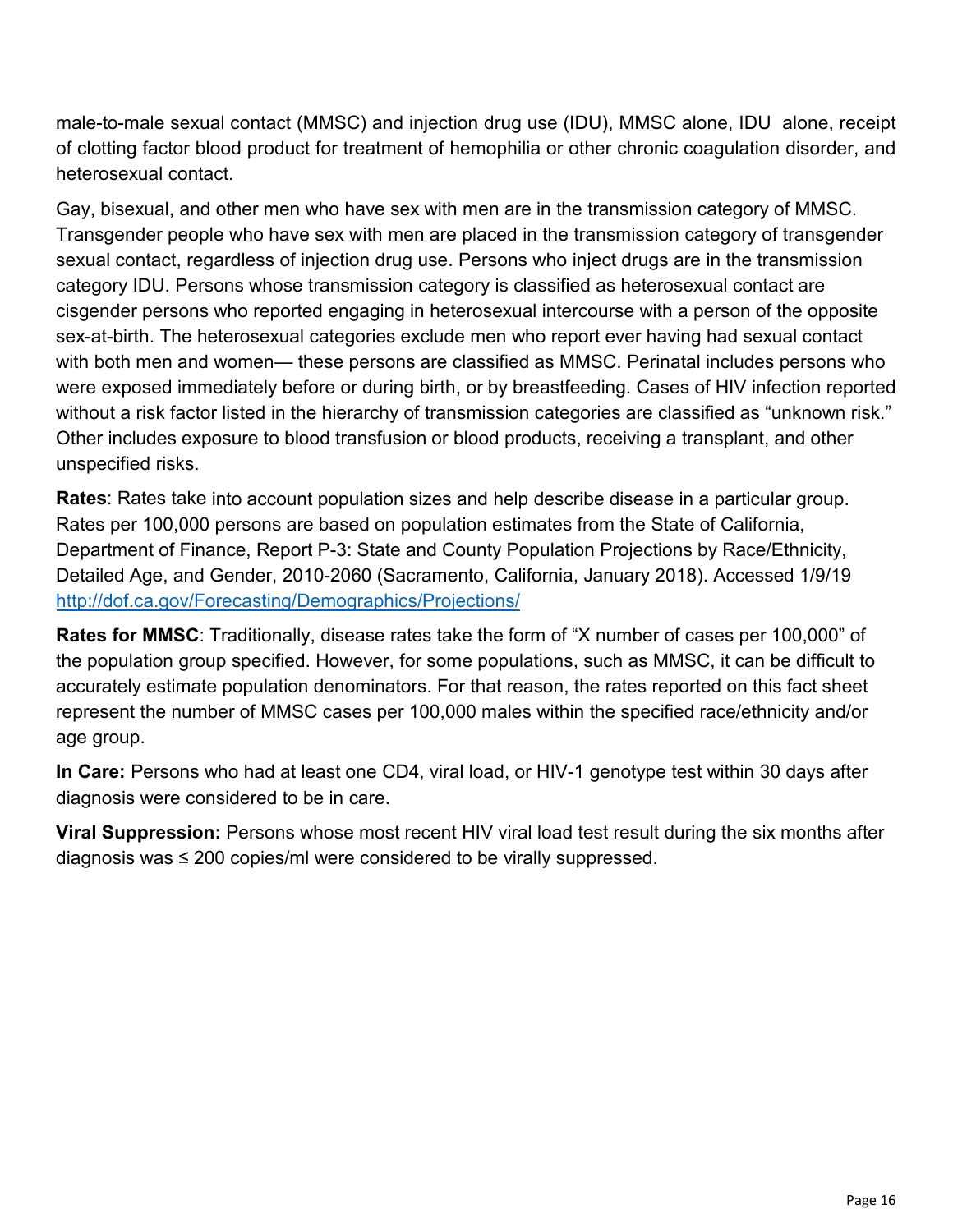male-to-male sexual contact (MMSC) and injection drug use (IDU), MMSC alone, IDU alone, receipt of clotting factor blood product for treatment of hemophilia or other chronic coagulation disorder, and heterosexual contact.

Gay, bisexual, and other men who have sex with men are in the transmission category of MMSC. Transgender people who have sex with men are placed in the transmission category of transgender sexual contact, regardless of injection drug use. Persons who inject drugs are in the transmission category IDU. Persons whose transmission category is classified as heterosexual contact are cisgender persons who reported engaging in heterosexual intercourse with a person of the opposite sex-at-birth. The heterosexual categories exclude men who report ever having had sexual contact with both men and women— these persons are classified as MMSC. Perinatal includes persons who were exposed immediately before or during birth, or by breastfeeding. Cases of HIV infection reported without a risk factor listed in the hierarchy of transmission categories are classified as “unknown risk.” Other includes exposure to blood transfusion or blood products, receiving a transplant, and other unspecified risks.

**Rates**: Rates take into account population sizes and help describe disease in a particular group. Rates per 100,000 persons are based on population estimates from the State of California, Department of Finance, Report P-3: State and County Population Projections by Race/Ethnicity, Detailed Age, and Gender, 2010-2060 (Sacramento, California, January 2018). Accessed 1/9/19 [http://dof.ca.gov/Forecasting/Demographics/Projections/](http://dof.ca.gov/Forecasting/Demographics/Projections/)

**Rates for MMSC**: Traditionally, disease rates take the form of “X number of cases per 100,000” of the population group specified. However, for some populations, such as MMSC, it can be difficult to accurately estimate population denominators. For that reason, the rates reported on this fact sheet represent the number of MMSC cases per 100,000 males within the specified race/ethnicity and/or age group.

**In Care:** Persons who had at least one CD4, viral load, or HIV-1 genotype test within 30 days after diagnosis were considered to be in care.

**Viral Suppression:** Persons whose most recent HIV viral load test result during the six months after diagnosis was ≤ 200 copies/ml were considered to be virally suppressed.